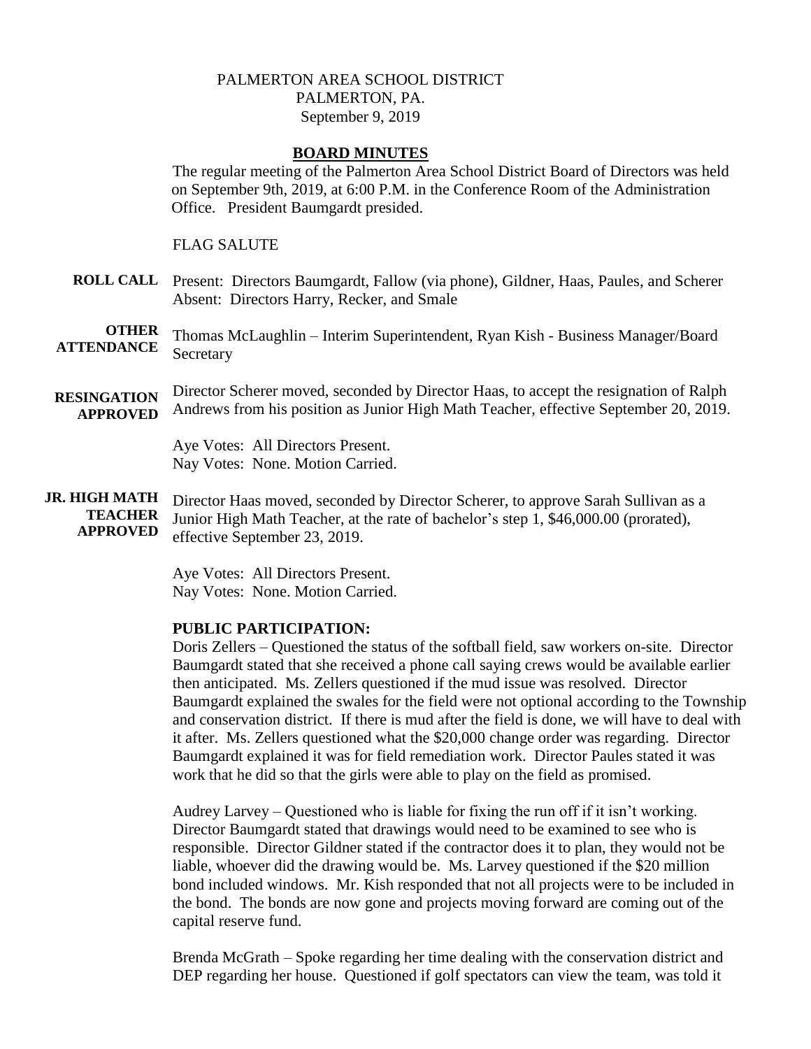PALMERTON AREA SCHOOL DISTRICT
PALMERTON, PA.
September 9, 2019

## BOARD MINUTES

The regular meeting of the Palmerton Area School District Board of Directors was held on September 9th, 2019, at 6:00 P.M. in the Conference Room of the Administration Office. President Baumgardt presided.

FLAG SALUTE

**ROLL CALL** Present: Directors Baumgardt, Fallow (via phone), Gildner, Haas, Paules, and Scherer
Absent: Directors Harry, Recker, and Smale

**OTHER ATTENDANCE** Thomas McLaughlin – Interim Superintendent, Ryan Kish - Business Manager/Board Secretary

**RESINGATION APPROVED** Director Scherer moved, seconded by Director Haas, to accept the resignation of Ralph Andrews from his position as Junior High Math Teacher, effective September 20, 2019.

Aye Votes: All Directors Present.
Nay Votes: None. Motion Carried.

**JR. HIGH MATH TEACHER APPROVED** Director Haas moved, seconded by Director Scherer, to approve Sarah Sullivan as a Junior High Math Teacher, at the rate of bachelor's step 1, $46,000.00 (prorated), effective September 23, 2019.

Aye Votes: All Directors Present.
Nay Votes: None. Motion Carried.

**PUBLIC PARTICIPATION:**

Doris Zellers – Questioned the status of the softball field, saw workers on-site. Director Baumgardt stated that she received a phone call saying crews would be available earlier then anticipated. Ms. Zellers questioned if the mud issue was resolved. Director Baumgardt explained the swales for the field were not optional according to the Township and conservation district. If there is mud after the field is done, we will have to deal with it after. Ms. Zellers questioned what the $20,000 change order was regarding. Director Baumgardt explained it was for field remediation work. Director Paules stated it was work that he did so that the girls were able to play on the field as promised.

Audrey Larvey – Questioned who is liable for fixing the run off if it isn't working. Director Baumgardt stated that drawings would need to be examined to see who is responsible. Director Gildner stated if the contractor does it to plan, they would not be liable, whoever did the drawing would be. Ms. Larvey questioned if the $20 million bond included windows. Mr. Kish responded that not all projects were to be included in the bond. The bonds are now gone and projects moving forward are coming out of the capital reserve fund.

Brenda McGrath – Spoke regarding her time dealing with the conservation district and DEP regarding her house. Questioned if golf spectators can view the team, was told it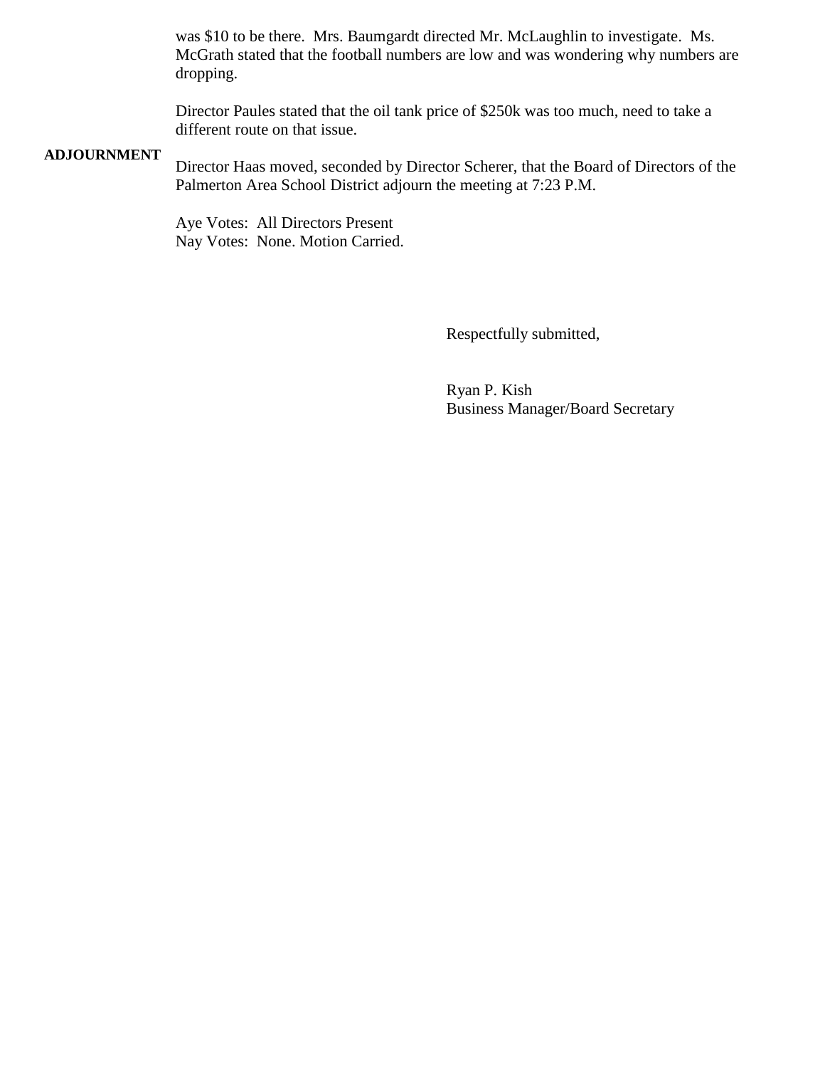was $10 to be there. Mrs. Baumgardt directed Mr. McLaughlin to investigate. Ms. McGrath stated that the football numbers are low and was wondering why numbers are dropping.

Director Paules stated that the oil tank price of $250k was too much, need to take a different route on that issue.

**ADJOURNMENT**

Director Haas moved, seconded by Director Scherer, that the Board of Directors of the Palmerton Area School District adjourn the meeting at 7:23 P.M.

Aye Votes: All Directors Present
Nay Votes: None. Motion Carried.

Respectfully submitted,

Ryan P. Kish
Business Manager/Board Secretary